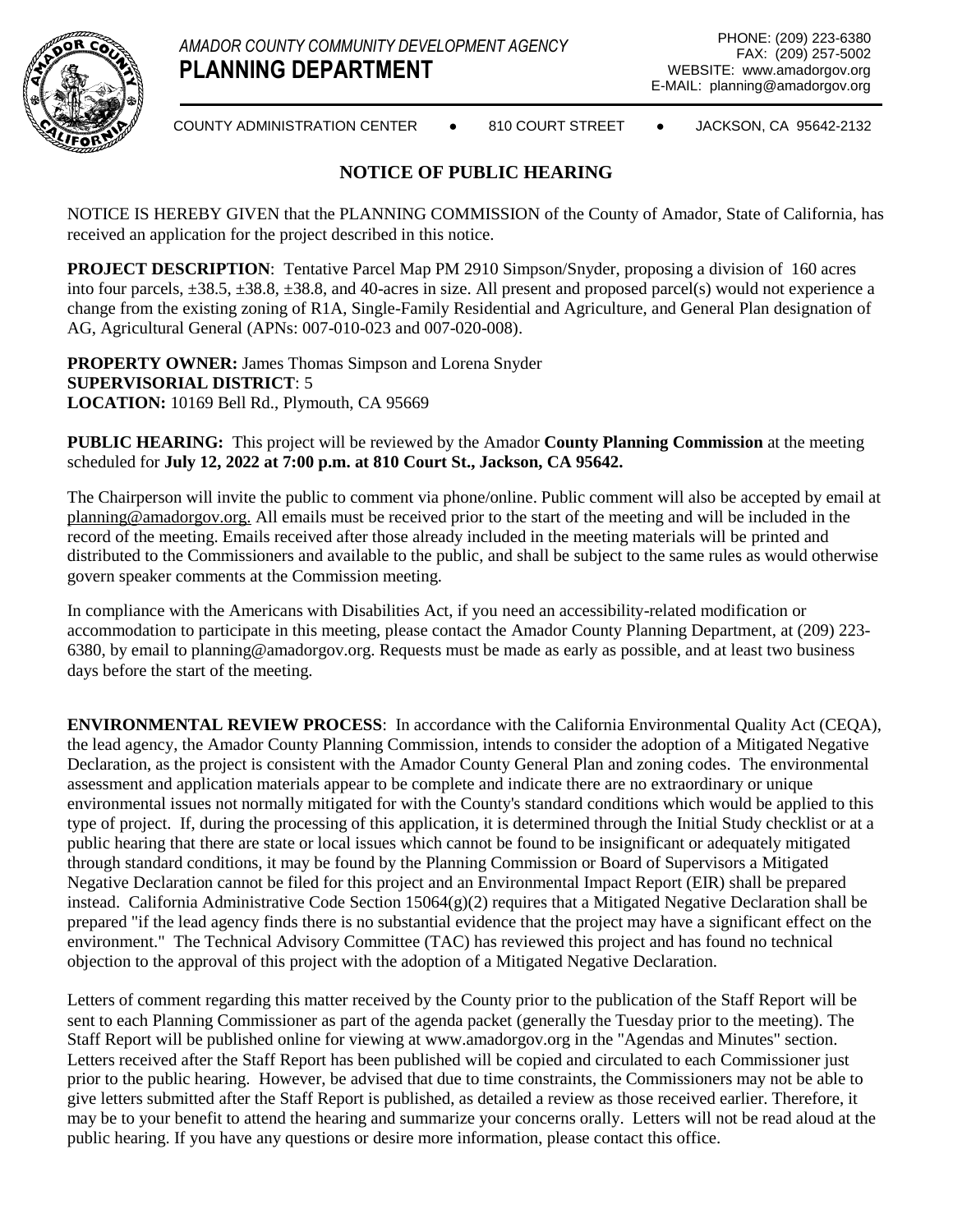*AMADOR COUNTY COMMUNITY DEVELOPMENT AGENCY*

**PLANNING DEPARTMENT**

PHONE: (209) 223-6380
FAX: (209) 257-5002
WEBSITE: www.amadorgov.org
E-MAIL: planning@amadorgov.org

COUNTY ADMINISTRATION CENTER ● 810 COURT STREET ● JACKSON, CA 95642-2132

## NOTICE OF PUBLIC HEARING

NOTICE IS HEREBY GIVEN that the PLANNING COMMISSION of the County of Amador, State of California, has received an application for the project described in this notice.

**PROJECT DESCRIPTION**: Tentative Parcel Map PM 2910 Simpson/Snyder, proposing a division of 160 acres into four parcels, ±38.5, ±38.8, ±38.8, and 40-acres in size. All present and proposed parcel(s) would not experience a change from the existing zoning of R1A, Single-Family Residential and Agriculture, and General Plan designation of AG, Agricultural General (APNs: 007-010-023 and 007-020-008).

**PROPERTY OWNER:** James Thomas Simpson and Lorena Snyder
**SUPERVISORIAL DISTRICT**: 5
**LOCATION:** 10169 Bell Rd., Plymouth, CA 95669

**PUBLIC HEARING:** This project will be reviewed by the Amador **County Planning Commission** at the meeting scheduled for **July 12, 2022 at 7:00 p.m. at 810 Court St., Jackson, CA 95642.**

The Chairperson will invite the public to comment via phone/online. Public comment will also be accepted by email at planning@amadorgov.org. All emails must be received prior to the start of the meeting and will be included in the record of the meeting. Emails received after those already included in the meeting materials will be printed and distributed to the Commissioners and available to the public, and shall be subject to the same rules as would otherwise govern speaker comments at the Commission meeting.

In compliance with the Americans with Disabilities Act, if you need an accessibility-related modification or accommodation to participate in this meeting, please contact the Amador County Planning Department, at (209) 223-6380, by email to planning@amadorgov.org. Requests must be made as early as possible, and at least two business days before the start of the meeting.

**ENVIRONMENTAL REVIEW PROCESS**: In accordance with the California Environmental Quality Act (CEQA), the lead agency, the Amador County Planning Commission, intends to consider the adoption of a Mitigated Negative Declaration, as the project is consistent with the Amador County General Plan and zoning codes. The environmental assessment and application materials appear to be complete and indicate there are no extraordinary or unique environmental issues not normally mitigated for with the County's standard conditions which would be applied to this type of project. If, during the processing of this application, it is determined through the Initial Study checklist or at a public hearing that there are state or local issues which cannot be found to be insignificant or adequately mitigated through standard conditions, it may be found by the Planning Commission or Board of Supervisors a Mitigated Negative Declaration cannot be filed for this project and an Environmental Impact Report (EIR) shall be prepared instead. California Administrative Code Section 15064(g)(2) requires that a Mitigated Negative Declaration shall be prepared "if the lead agency finds there is no substantial evidence that the project may have a significant effect on the environment." The Technical Advisory Committee (TAC) has reviewed this project and has found no technical objection to the approval of this project with the adoption of a Mitigated Negative Declaration.

Letters of comment regarding this matter received by the County prior to the publication of the Staff Report will be sent to each Planning Commissioner as part of the agenda packet (generally the Tuesday prior to the meeting). The Staff Report will be published online for viewing at www.amadorgov.org in the "Agendas and Minutes" section. Letters received after the Staff Report has been published will be copied and circulated to each Commissioner just prior to the public hearing. However, be advised that due to time constraints, the Commissioners may not be able to give letters submitted after the Staff Report is published, as detailed a review as those received earlier. Therefore, it may be to your benefit to attend the hearing and summarize your concerns orally. Letters will not be read aloud at the public hearing. If you have any questions or desire more information, please contact this office.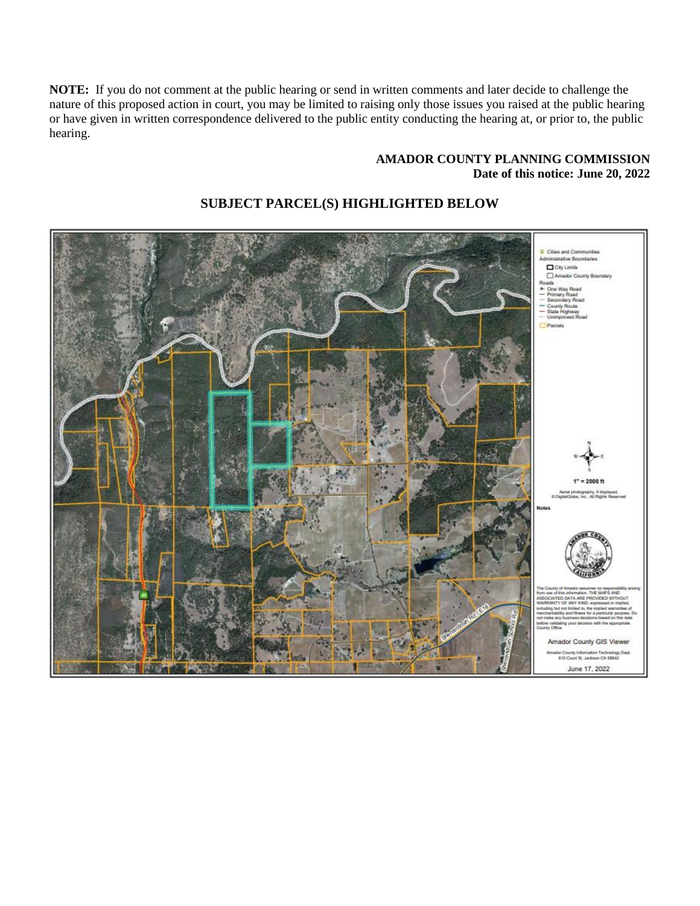**NOTE:** If you do not comment at the public hearing or send in written comments and later decide to challenge the nature of this proposed action in court, you may be limited to raising only those issues you raised at the public hearing or have given in written correspondence delivered to the public entity conducting the hearing at, or prior to, the public hearing.

**AMADOR COUNTY PLANNING COMMISSION**
**Date of this notice: June 20, 2022**

## SUBJECT PARCEL(S) HIGHLIGHTED BELOW

Cities and Communities
Administrative Boundaries
City Limits
Amador County Boundary
Roads
One Way Road
Primary Road
Secondary Road
County Route
State Highway
Unimproved Road
Parcels

1" = 2000 ft

Aerial photography, if displayed, © DigitalGlobe, Inc., All Rights Reserved

Notes

The County of Amador assumes no responsibility arising from use of this information. THE MAPS AND ASSOCIATED DATA ARE PROVIDED WITHOUT WARRANTY OF ANY KIND, expressed or implied, including but not limited to, the implied warranties of merchantability and fitness for a particular purpose. Do not make any business decisions based on this data before validating your decision with the appropriate County Office.

Amador County GIS Viewer
Amador County Information Technology Dept.
810 Court St, Jackson CA 95642

June 17, 2022

Shenandoah Rd / E16
Shenandoah School Rd